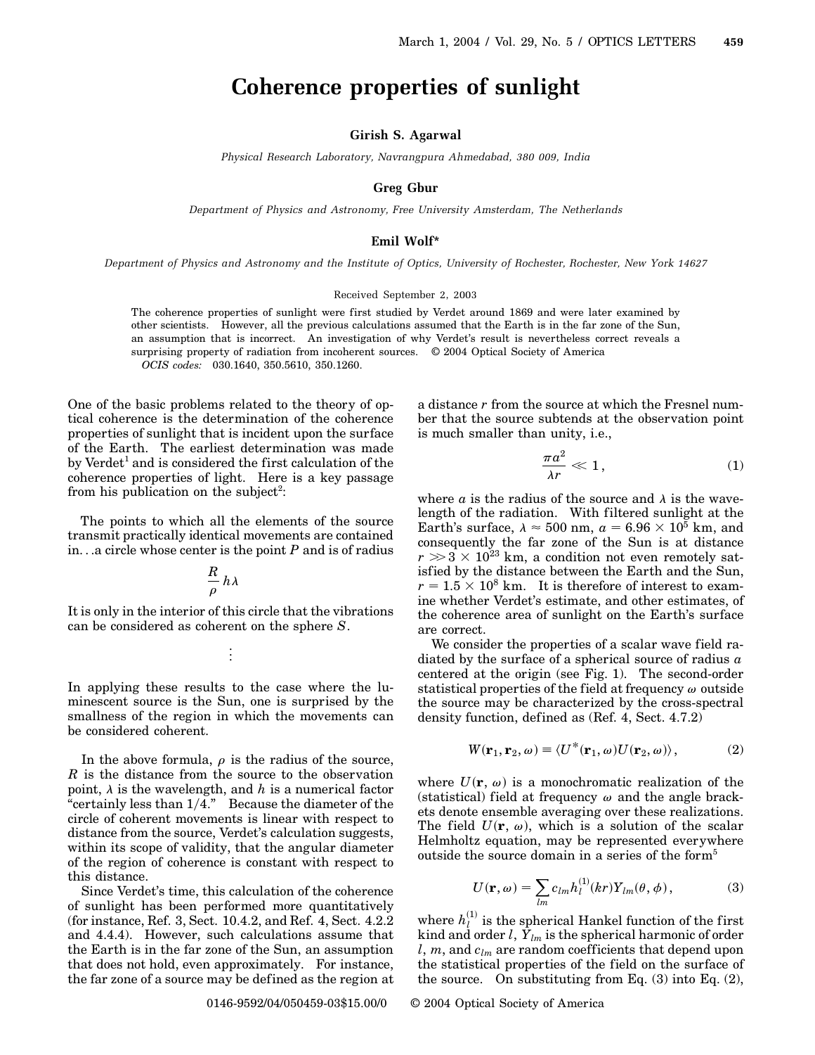# Coherence properties of sunlight

**Girish S. Agarwal**

*Physical Research Laboratory, Navrangpura Ahmedabad, 380 009, India*

**Greg Gbur**

*Department of Physics and Astronomy, Free University Amsterdam, The Netherlands*

**Emil Wolf***

*Department of Physics and Astronomy and the Institute of Optics, University of Rochester, Rochester, New York 14627*

Received September 2, 2003

The coherence properties of sunlight were first studied by Verdet around 1869 and were later examined by other scientists. However, all the previous calculations assumed that the Earth is in the far zone of the Sun, an assumption that is incorrect. An investigation of why Verdet's result is nevertheless correct reveals a surprising property of radiation from incoherent sources. © 2004 Optical Society of America

*OCIS codes:* 030.1640, 350.5610, 350.1260.

One of the basic problems related to the theory of optical coherence is the determination of the coherence properties of sunlight that is incident upon the surface of the Earth. The earliest determination was made by Verdet[1] and is considered the first calculation of the coherence properties of light. Here is a key passage from his publication on the subject[2]:

> The points to which all the elements of the source transmit practically identical movements are contained in. . .a circle whose center is the point $P$ and is of radius
>
> $$\frac{R}{\rho}\, h\lambda$$
>
> It is only in the interior of this circle that the vibrations can be considered as coherent on the sphere $S$.
>
> ⋮
>
> In applying these results to the case where the luminescent source is the Sun, one is surprised by the smallness of the region in which the movements can be considered coherent.

In the above formula, $\rho$ is the radius of the source, $R$ is the distance from the source to the observation point, $\lambda$ is the wavelength, and $h$ is a numerical factor "certainly less than 1/4." Because the diameter of the circle of coherent movements is linear with respect to distance from the source, Verdet's calculation suggests, within its scope of validity, that the angular diameter of the region of coherence is constant with respect to this distance.

Since Verdet's time, this calculation of the coherence of sunlight has been performed more quantitatively (for instance, Ref. 3, Sect. 10.4.2, and Ref. 4, Sect. 4.2.2 and 4.4.4). However, such calculations assume that the Earth is in the far zone of the Sun, an assumption that does not hold, even approximately. For instance, the far zone of a source may be defined as the region at a distance $r$ from the source at which the Fresnel number that the source subtends at the observation point is much smaller than unity, i.e.,

$$\frac{\pi a^2}{\lambda r} \ll 1\,, \tag{1}$$

where $a$ is the radius of the source and $\lambda$ is the wavelength of the radiation. With filtered sunlight at the Earth's surface, $\lambda \approx 500$ nm, $a = 6.96 \times 10^5$ km, and consequently the far zone of the Sun is at distance $r \gg 3 \times 10^{23}$ km, a condition not even remotely satisfied by the distance between the Earth and the Sun, $r = 1.5 \times 10^8$ km. It is therefore of interest to examine whether Verdet's estimate, and other estimates, of the coherence area of sunlight on the Earth's surface are correct.

We consider the properties of a scalar wave field radiated by the surface of a spherical source of radius $a$ centered at the origin (see Fig. 1). The second-order statistical properties of the field at frequency $\omega$ outside the source may be characterized by the cross-spectral density function, defined as (Ref. 4, Sect. 4.7.2)

$$W(\mathbf{r}_1, \mathbf{r}_2, \omega) \equiv \langle U^*(\mathbf{r}_1, \omega) U(\mathbf{r}_2, \omega)\rangle\,, \tag{2}$$

where $U(\mathbf{r}, \omega)$ is a monochromatic realization of the (statistical) field at frequency $\omega$ and the angle brackets denote ensemble averaging over these realizations. The field $U(\mathbf{r}, \omega)$, which is a solution of the scalar Helmholtz equation, may be represented everywhere outside the source domain in a series of the form[5]

$$U(\mathbf{r}, \omega) = \sum_{lm} c_{lm} h_l^{(1)}(kr) Y_{lm}(\theta, \phi)\,, \tag{3}$$

where $h_l^{(1)}$ is the spherical Hankel function of the first kind and order $l$, $Y_{lm}$ is the spherical harmonic of order $l$, $m$, and $c_{lm}$ are random coefficients that depend upon the statistical properties of the field on the surface of the source. On substituting from Eq. (3) into Eq. (2),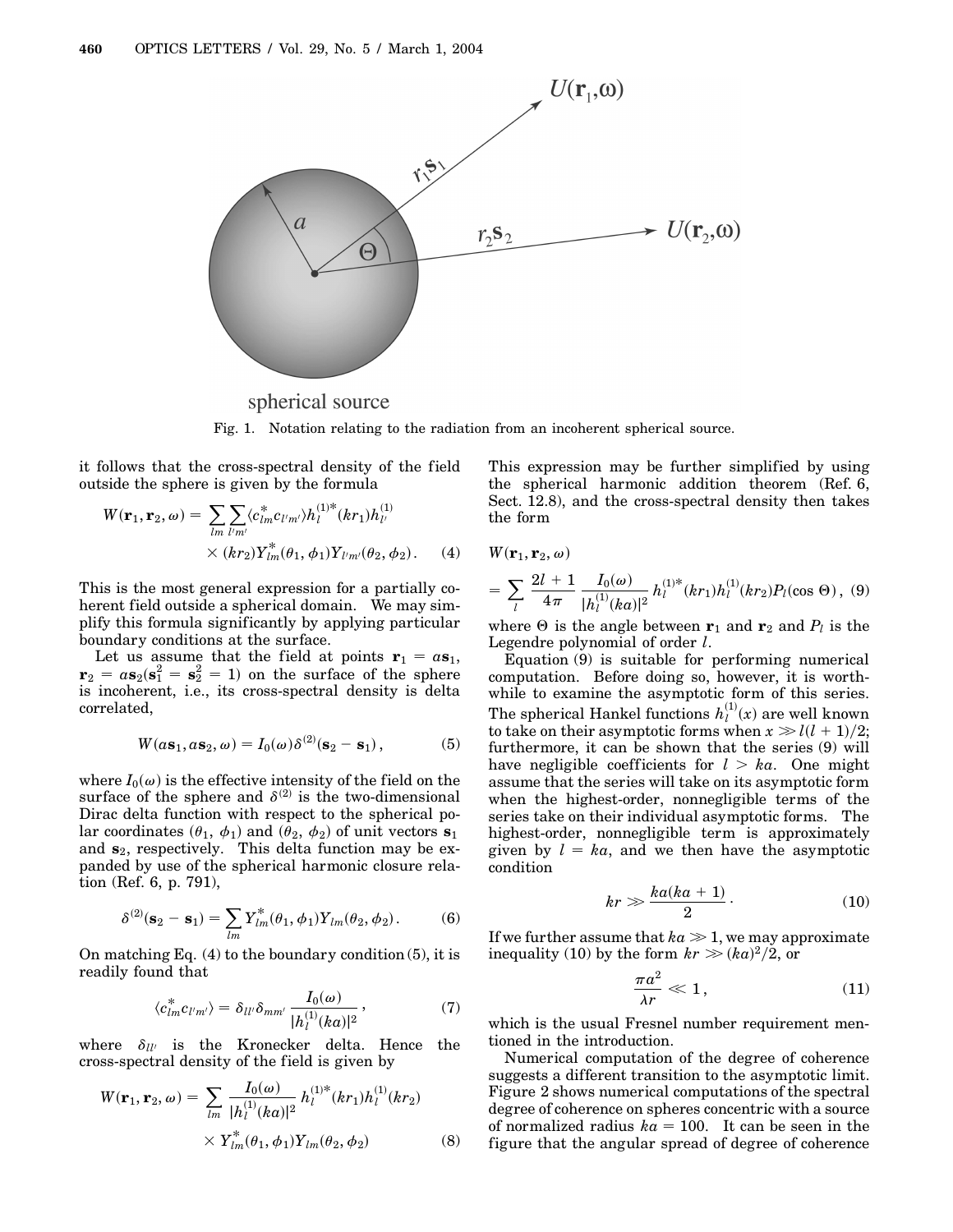Fig. 1. Notation relating to the radiation from an incoherent spherical source.

it follows that the cross-spectral density of the field outside the sphere is given by the formula

$$W(\mathbf{r}_1, \mathbf{r}_2, \omega) = \sum_{lm} \sum_{l'm'} \langle c_{lm}^* c_{l'm'} \rangle h_l^{(1)*}(kr_1) h_{l'}^{(1)}(kr_2) Y_{lm}^*(\theta_1, \phi_1) Y_{l'm'}(\theta_2, \phi_2). \quad (4)$$

This is the most general expression for a partially coherent field outside a spherical domain. We may simplify this formula significantly by applying particular boundary conditions at the surface.

Let us assume that the field at points $\mathbf{r}_1 = a\mathbf{s}_1$, $\mathbf{r}_2 = a\mathbf{s}_2 (\mathbf{s}_1^2 = \mathbf{s}_2^2 = 1)$ on the surface of the sphere is incoherent, i.e., its cross-spectral density is delta correlated,

$$W(a\mathbf{s}_1, a\mathbf{s}_2, \omega) = I_0(\omega) \delta^{(2)}(\mathbf{s}_2 - \mathbf{s}_1), \quad (5)$$

where $I_0(\omega)$ is the effective intensity of the field on the surface of the sphere and $\delta^{(2)}$ is the two-dimensional Dirac delta function with respect to the spherical polar coordinates $(\theta_1, \phi_1)$ and $(\theta_2, \phi_2)$ of unit vectors $\mathbf{s}_1$ and $\mathbf{s}_2$, respectively. This delta function may be expanded by use of the spherical harmonic closure relation (Ref. 6, p. 791),

$$\delta^{(2)}(\mathbf{s}_2 - \mathbf{s}_1) = \sum_{lm} Y_{lm}^*(\theta_1, \phi_1) Y_{lm}(\theta_2, \phi_2). \quad (6)$$

On matching Eq. (4) to the boundary condition (5), it is readily found that

$$\langle c_{lm}^* c_{l'm'} \rangle = \delta_{ll'} \delta_{mm'} \frac{I_0(\omega)}{|h_l^{(1)}(ka)|^2}, \quad (7)$$

where $\delta_{ll'}$ is the Kronecker delta. Hence the cross-spectral density of the field is given by

$$W(\mathbf{r}_1, \mathbf{r}_2, \omega) = \sum_{lm} \frac{I_0(\omega)}{|h_l^{(1)}(ka)|^2} h_l^{(1)*}(kr_1) h_l^{(1)}(kr_2) \times Y_{lm}^*(\theta_1, \phi_1) Y_{lm}(\theta_2, \phi_2) \quad (8)$$

This expression may be further simplified by using the spherical harmonic addition theorem (Ref. 6, Sect. 12.8), and the cross-spectral density then takes the form

$$W(\mathbf{r}_1, \mathbf{r}_2, \omega) = \sum_l \frac{2l+1}{4\pi} \frac{I_0(\omega)}{|h_l^{(1)}(ka)|^2} h_l^{(1)*}(kr_1) h_l^{(1)}(kr_2) P_l(\cos \Theta), \quad (9)$$

where $\Theta$ is the angle between $\mathbf{r}_1$ and $\mathbf{r}_2$ and $P_l$ is the Legendre polynomial of order $l$.

Equation (9) is suitable for performing numerical computation. Before doing so, however, it is worthwhile to examine the asymptotic form of this series. The spherical Hankel functions $h_l^{(1)}(x)$ are well known to take on their asymptotic forms when $x \gg l(l+1)/2$; furthermore, it can be shown that the series (9) will have negligible coefficients for $l > ka$. One might assume that the series will take on its asymptotic form when the highest-order, nonnegligible terms of the series take on their individual asymptotic forms. The highest-order, nonnegligible term is approximately given by $l = ka$, and we then have the asymptotic condition

$$kr \gg \frac{ka(ka+1)}{2}. \quad (10)$$

If we further assume that $ka \gg 1$, we may approximate inequality (10) by the form $kr \gg (ka)^2/2$, or

$$\frac{\pi a^2}{\lambda r} \ll 1, \quad (11)$$

which is the usual Fresnel number requirement mentioned in the introduction.

Numerical computation of the degree of coherence suggests a different transition to the asymptotic limit. Figure 2 shows numerical computations of the spectral degree of coherence on spheres concentric with a source of normalized radius $ka = 100$. It can be seen in the figure that the angular spread of degree of coherence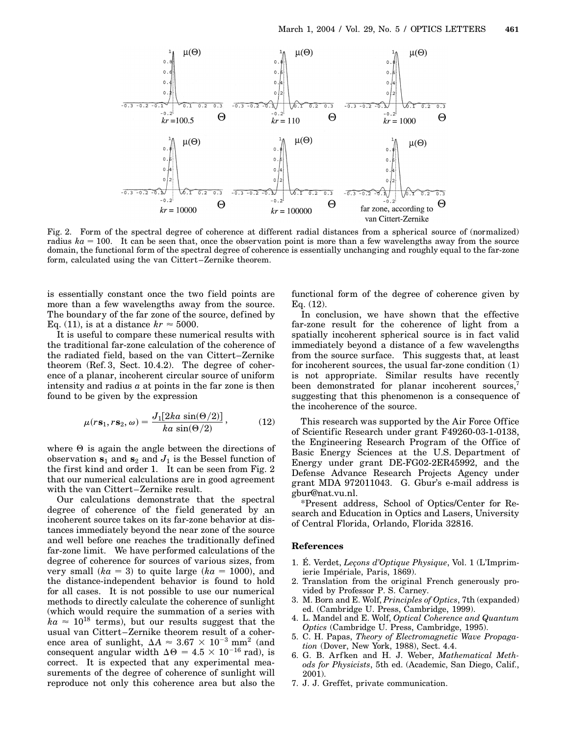μ(Θ)

kr = 100.5 Θ

μ(Θ)

kr = 110 Θ

μ(Θ)

kr = 1000 Θ

μ(Θ)

kr = 10000 Θ

μ(Θ)

kr = 100000 Θ

μ(Θ)

far zone, according to van Cittert-Zernike Θ

Fig. 2. Form of the spectral degree of coherence at different radial distances from a spherical source of (normalized) radius $ka = 100$. It can be seen that, once the observation point is more than a few wavelengths away from the source domain, the functional form of the spectral degree of coherence is essentially unchanging and roughly equal to the far-zone form, calculated using the van Cittert–Zernike theorem.

is essentially constant once the two field points are more than a few wavelengths away from the source. The boundary of the far zone of the source, defined by Eq. (11), is at a distance $kr \approx 5000$.

It is useful to compare these numerical results with the traditional far-zone calculation of the coherence of the radiated field, based on the van Cittert–Zernike theorem (Ref. 3, Sect. 10.4.2). The degree of coherence of a planar, incoherent circular source of uniform intensity and radius $a$ at points in the far zone is then found to be given by the expression

$$\mu(r\mathbf{s}_1, r\mathbf{s}_2, \omega) = \frac{J_1[2ka \sin(\Theta/2)]}{ka \sin(\Theta/2)}, \tag{12}$$

where $\Theta$ is again the angle between the directions of observation $\mathbf{s}_1$ and $\mathbf{s}_2$ and $J_1$ is the Bessel function of the first kind and order 1. It can be seen from Fig. 2 that our numerical calculations are in good agreement with the van Cittert–Zernike result.

Our calculations demonstrate that the spectral degree of coherence of the field generated by an incoherent source takes on its far-zone behavior at distances immediately beyond the near zone of the source and well before one reaches the traditionally defined far-zone limit. We have performed calculations of the degree of coherence for sources of various sizes, from very small ($ka = 3$) to quite large ($ka = 1000$), and the distance-independent behavior is found to hold for all cases. It is not possible to use our numerical methods to directly calculate the coherence of sunlight (which would require the summation of a series with $ka \approx 10^{18}$ terms), but our results suggest that the usual van Cittert–Zernike theorem result of a coherence area of sunlight, $\Delta A \approx 3.67 \times 10^{-3}$ mm$^2$ (and consequent angular width $\Delta\Theta = 4.5 \times 10^{-16}$ rad), is correct. It is expected that any experimental measurements of the degree of coherence of sunlight will reproduce not only this coherence area but also the functional form of the degree of coherence given by Eq. (12).

In conclusion, we have shown that the effective far-zone result for the coherence of light from a spatially incoherent spherical source is in fact valid immediately beyond a distance of a few wavelengths from the source surface. This suggests that, at least for incoherent sources, the usual far-zone condition (1) is not appropriate. Similar results have recently been demonstrated for planar incoherent sources,[7] suggesting that this phenomenon is a consequence of the incoherence of the source.

This research was supported by the Air Force Office of Scientific Research under grant F49260-03-1-0138, the Engineering Research Program of the Office of Basic Energy Sciences at the U.S. Department of Energy under grant DE-FG02-2ER45992, and the Defense Advance Research Projects Agency under grant MDA 972011043. G. Gbur's e-mail address is gbur@nat.vu.nl.

*Present address, School of Optics/Center for Research and Education in Optics and Lasers, University of Central Florida, Orlando, Florida 32816.

## References

1. É. Verdet, *Leçons d'Optique Physique*, Vol. 1 (L'Imprimierie Impériale, Paris, 1869).
2. Translation from the original French generously provided by Professor P. S. Carney.
3. M. Born and E. Wolf, *Principles of Optics*, 7th (expanded) ed. (Cambridge U. Press, Cambridge, 1999).
4. L. Mandel and E. Wolf, *Optical Coherence and Quantum Optics* (Cambridge U. Press, Cambridge, 1995).
5. C. H. Papas, *Theory of Electromagnetic Wave Propagation* (Dover, New York, 1988), Sect. 4.4.
6. G. B. Arfken and H. J. Weber, *Mathematical Methods for Physicists*, 5th ed. (Academic, San Diego, Calif., 2001).
7. J. J. Greffet, private communication.